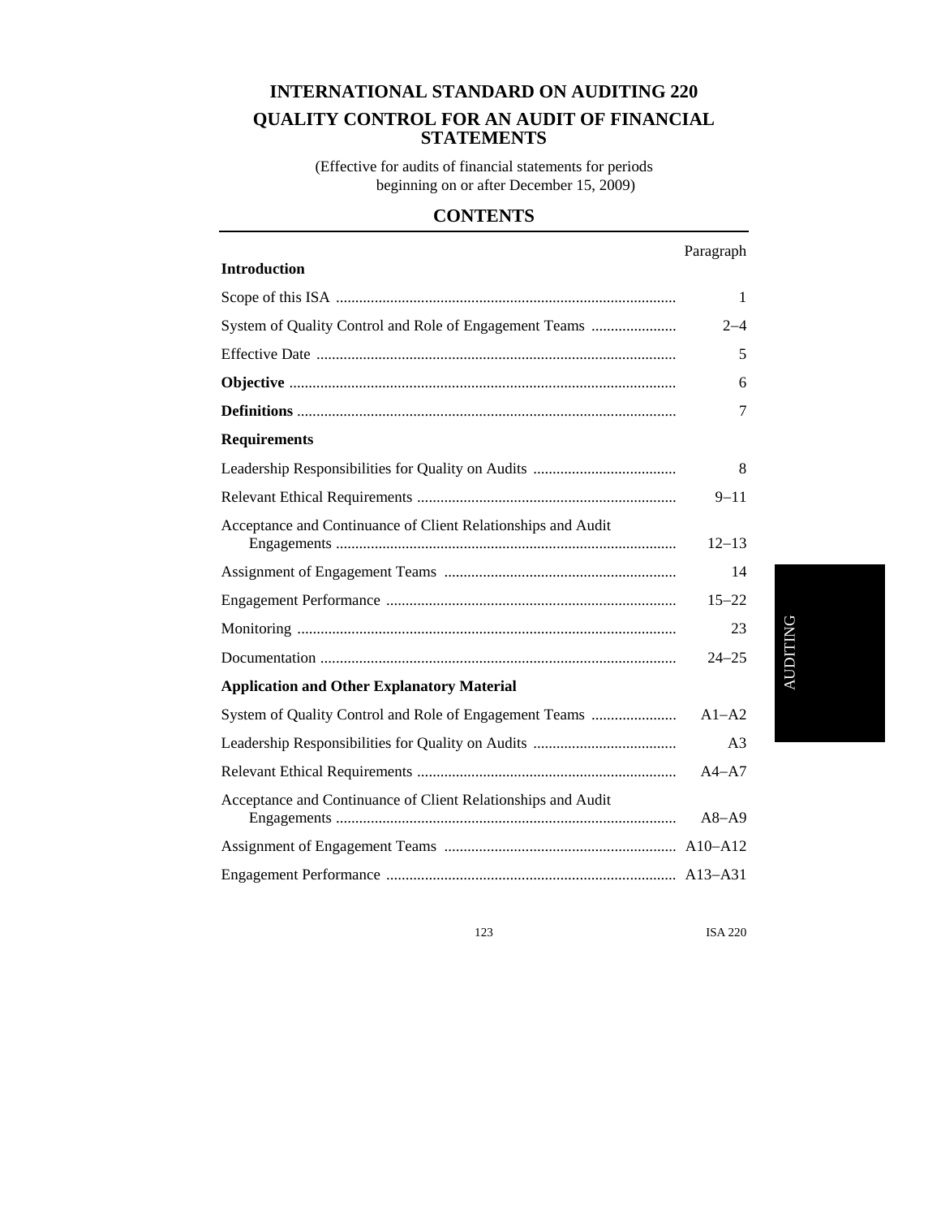# INTERNATIONAL STANDARD ON AUDITING 220

## QUALITY CONTROL FOR AN AUDIT OF FINANCIAL STATEMENTS

(Effective for audits of financial statements for periods beginning on or after December 15, 2009)

## CONTENTS

| | Paragraph |
|---|---|
| **Introduction** | |
| Scope of this ISA | 1 |
| System of Quality Control and Role of Engagement Teams | 2–4 |
| Effective Date | 5 |
| **Objective** | 6 |
| **Definitions** | 7 |
| **Requirements** | |
| Leadership Responsibilities for Quality on Audits | 8 |
| Relevant Ethical Requirements | 9–11 |
| Acceptance and Continuance of Client Relationships and Audit Engagements | 12–13 |
| Assignment of Engagement Teams | 14 |
| Engagement Performance | 15–22 |
| Monitoring | 23 |
| Documentation | 24–25 |
| **Application and Other Explanatory Material** | |
| System of Quality Control and Role of Engagement Teams | A1–A2 |
| Leadership Responsibilities for Quality on Audits | A3 |
| Relevant Ethical Requirements | A4–A7 |
| Acceptance and Continuance of Client Relationships and Audit Engagements | A8–A9 |
| Assignment of Engagement Teams | A10–A12 |
| Engagement Performance | A13–A31 |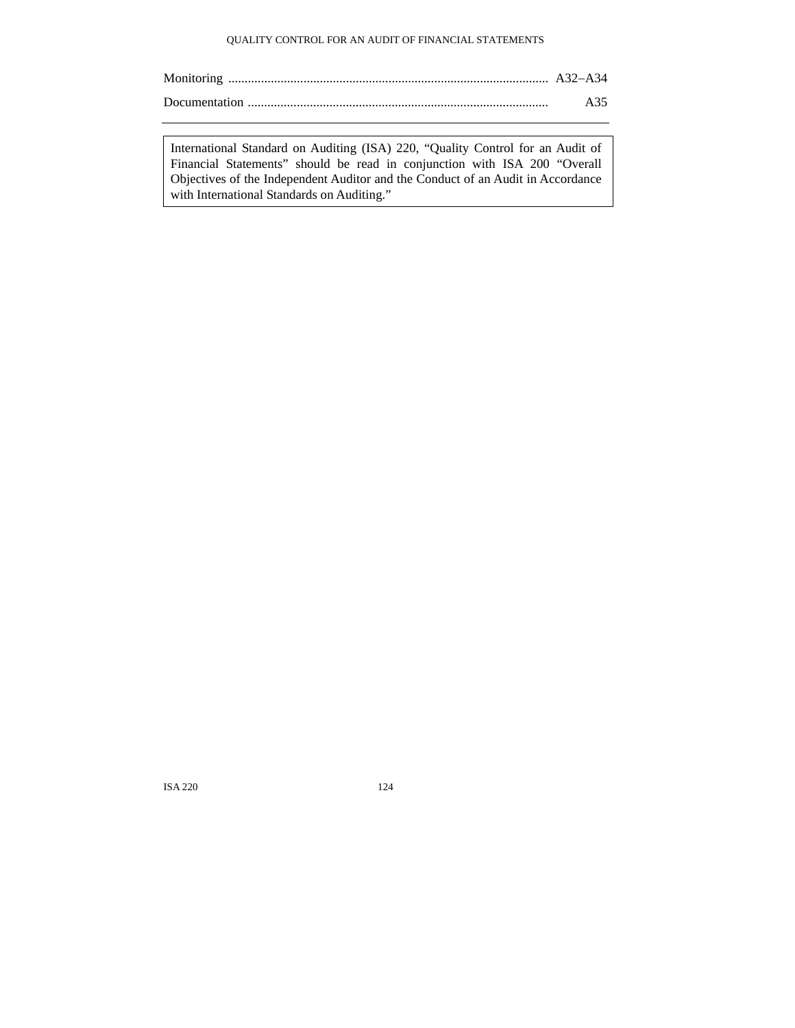| | |
|---|---|
| Monitoring | A32–A34 |
| Documentation | A35 |

International Standard on Auditing (ISA) 220, "Quality Control for an Audit of Financial Statements" should be read in conjunction with ISA 200 "Overall Objectives of the Independent Auditor and the Conduct of an Audit in Accordance with International Standards on Auditing."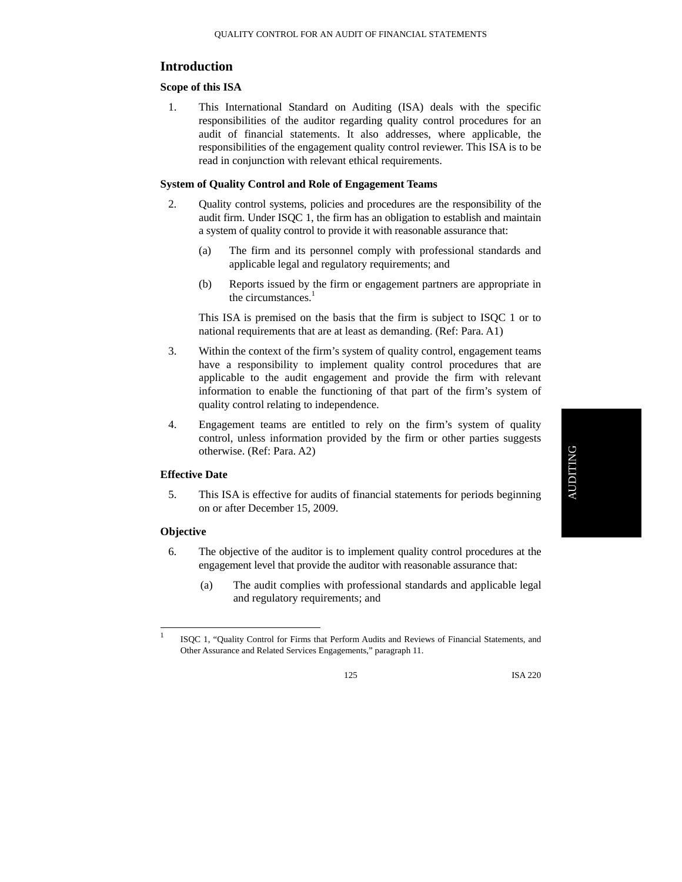## Introduction

### Scope of this ISA

1. This International Standard on Auditing (ISA) deals with the specific responsibilities of the auditor regarding quality control procedures for an audit of financial statements. It also addresses, where applicable, the responsibilities of the engagement quality control reviewer. This ISA is to be read in conjunction with relevant ethical requirements.

### System of Quality Control and Role of Engagement Teams

2. Quality control systems, policies and procedures are the responsibility of the audit firm. Under ISQC 1, the firm has an obligation to establish and maintain a system of quality control to provide it with reasonable assurance that:

   (a) The firm and its personnel comply with professional standards and applicable legal and regulatory requirements; and

   (b) Reports issued by the firm or engagement partners are appropriate in the circumstances.[1]

   This ISA is premised on the basis that the firm is subject to ISQC 1 or to national requirements that are at least as demanding. (Ref: Para. A1)

3. Within the context of the firm's system of quality control, engagement teams have a responsibility to implement quality control procedures that are applicable to the audit engagement and provide the firm with relevant information to enable the functioning of that part of the firm's system of quality control relating to independence.

4. Engagement teams are entitled to rely on the firm's system of quality control, unless information provided by the firm or other parties suggests otherwise. (Ref: Para. A2)

### Effective Date

5. This ISA is effective for audits of financial statements for periods beginning on or after December 15, 2009.

### Objective

6. The objective of the auditor is to implement quality control procedures at the engagement level that provide the auditor with reasonable assurance that:

   (a) The audit complies with professional standards and applicable legal and regulatory requirements; and

---

[1] ISQC 1, "Quality Control for Firms that Perform Audits and Reviews of Financial Statements, and Other Assurance and Related Services Engagements," paragraph 11.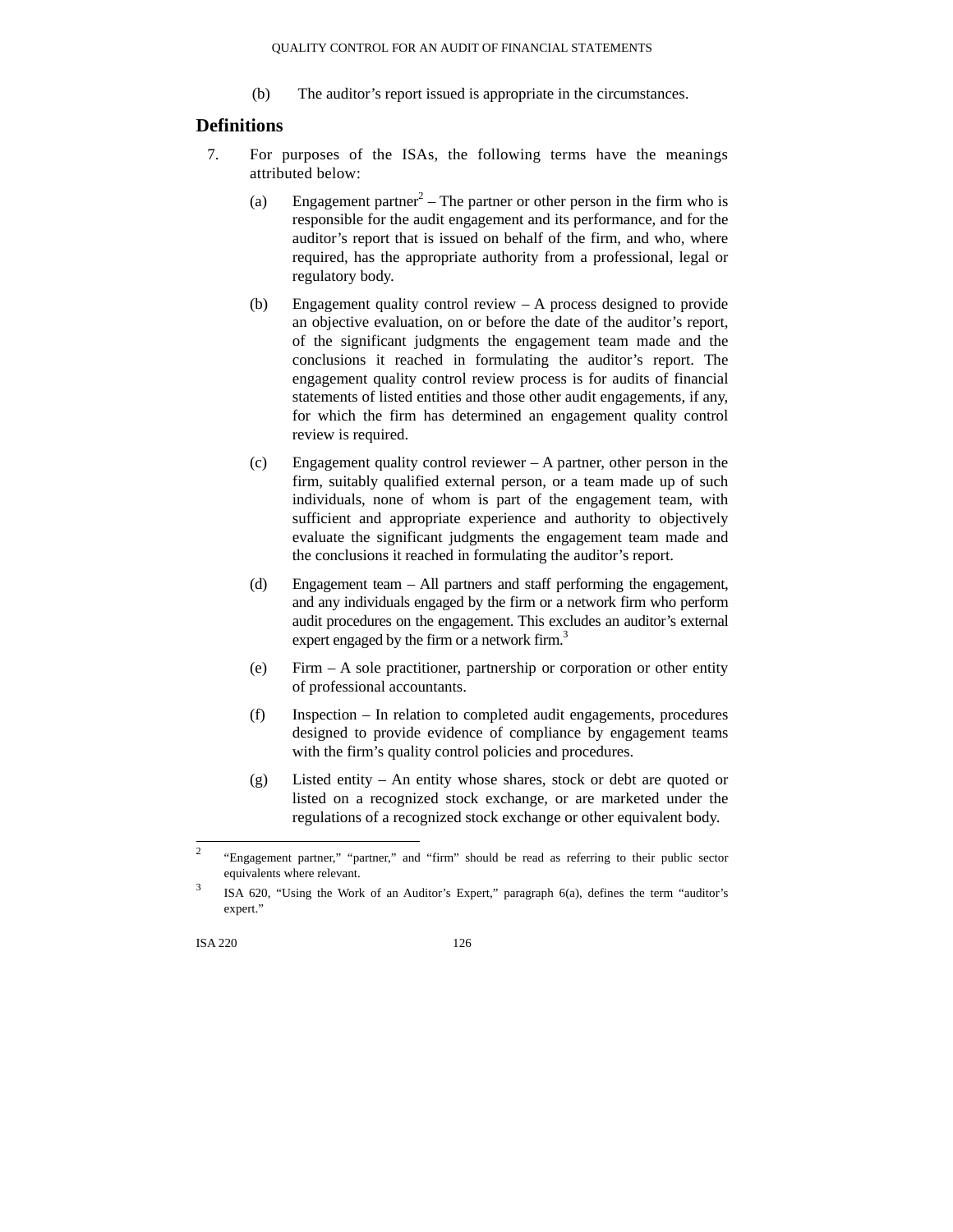(b) The auditor's report issued is appropriate in the circumstances.

## Definitions

7. For purposes of the ISAs, the following terms have the meanings attributed below:

   (a) Engagement partner[2] – The partner or other person in the firm who is responsible for the audit engagement and its performance, and for the auditor's report that is issued on behalf of the firm, and who, where required, has the appropriate authority from a professional, legal or regulatory body.

   (b) Engagement quality control review – A process designed to provide an objective evaluation, on or before the date of the auditor's report, of the significant judgments the engagement team made and the conclusions it reached in formulating the auditor's report. The engagement quality control review process is for audits of financial statements of listed entities and those other audit engagements, if any, for which the firm has determined an engagement quality control review is required.

   (c) Engagement quality control reviewer – A partner, other person in the firm, suitably qualified external person, or a team made up of such individuals, none of whom is part of the engagement team, with sufficient and appropriate experience and authority to objectively evaluate the significant judgments the engagement team made and the conclusions it reached in formulating the auditor's report.

   (d) Engagement team – All partners and staff performing the engagement, and any individuals engaged by the firm or a network firm who perform audit procedures on the engagement. This excludes an auditor's external expert engaged by the firm or a network firm.[3]

   (e) Firm – A sole practitioner, partnership or corporation or other entity of professional accountants.

   (f) Inspection – In relation to completed audit engagements, procedures designed to provide evidence of compliance by engagement teams with the firm's quality control policies and procedures.

   (g) Listed entity – An entity whose shares, stock or debt are quoted or listed on a recognized stock exchange, or are marketed under the regulations of a recognized stock exchange or other equivalent body.

---

[2] "Engagement partner," "partner," and "firm" should be read as referring to their public sector equivalents where relevant.

[3] ISA 620, "Using the Work of an Auditor's Expert," paragraph 6(a), defines the term "auditor's expert."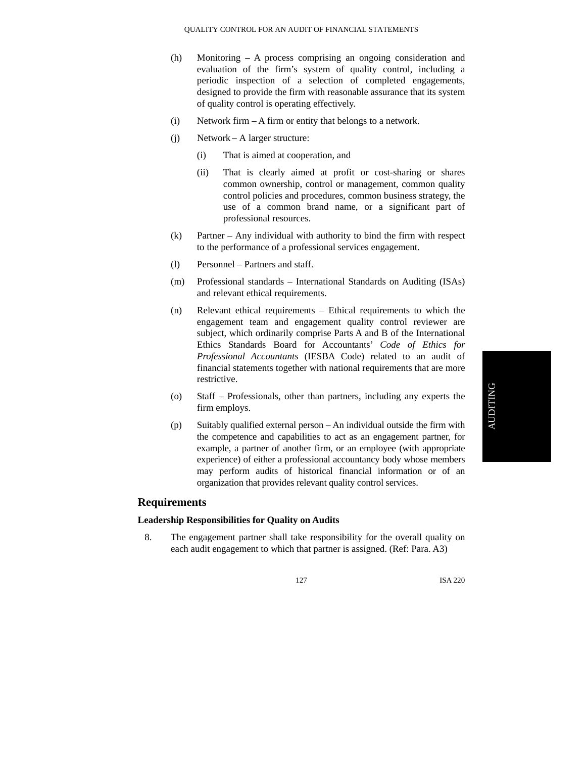(h) Monitoring – A process comprising an ongoing consideration and evaluation of the firm's system of quality control, including a periodic inspection of a selection of completed engagements, designed to provide the firm with reasonable assurance that its system of quality control is operating effectively.

(i) Network firm – A firm or entity that belongs to a network.

(j) Network – A larger structure:

  (i) That is aimed at cooperation, and

  (ii) That is clearly aimed at profit or cost-sharing or shares common ownership, control or management, common quality control policies and procedures, common business strategy, the use of a common brand name, or a significant part of professional resources.

(k) Partner – Any individual with authority to bind the firm with respect to the performance of a professional services engagement.

(l) Personnel – Partners and staff.

(m) Professional standards – International Standards on Auditing (ISAs) and relevant ethical requirements.

(n) Relevant ethical requirements – Ethical requirements to which the engagement team and engagement quality control reviewer are subject, which ordinarily comprise Parts A and B of the International Ethics Standards Board for Accountants' *Code of Ethics for Professional Accountants* (IESBA Code) related to an audit of financial statements together with national requirements that are more restrictive.

(o) Staff – Professionals, other than partners, including any experts the firm employs.

(p) Suitably qualified external person – An individual outside the firm with the competence and capabilities to act as an engagement partner, for example, a partner of another firm, or an employee (with appropriate experience) of either a professional accountancy body whose members may perform audits of historical financial information or of an organization that provides relevant quality control services.

## Requirements

### Leadership Responsibilities for Quality on Audits

8. The engagement partner shall take responsibility for the overall quality on each audit engagement to which that partner is assigned. (Ref: Para. A3)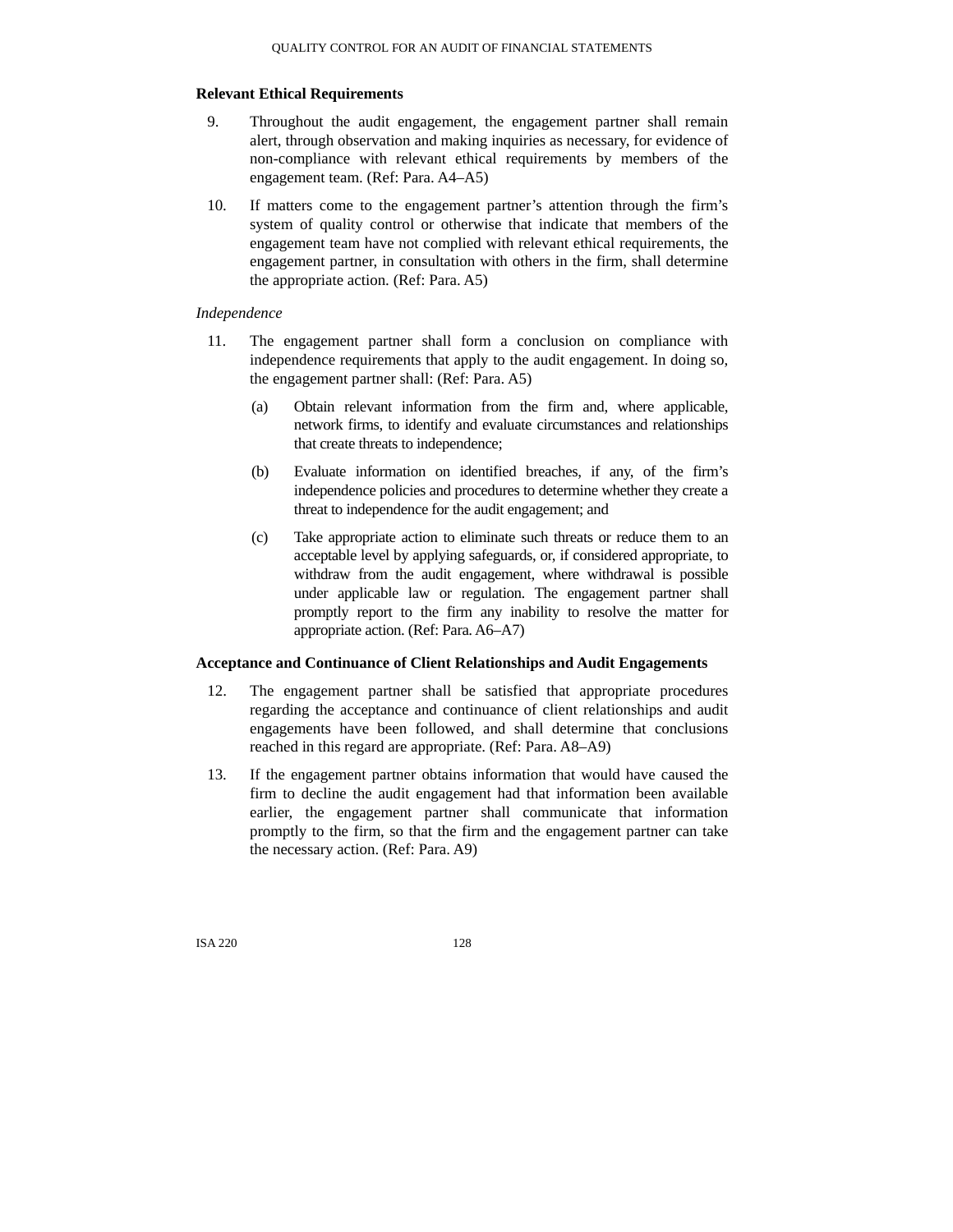### Relevant Ethical Requirements

9. Throughout the audit engagement, the engagement partner shall remain alert, through observation and making inquiries as necessary, for evidence of non-compliance with relevant ethical requirements by members of the engagement team. (Ref: Para. A4–A5)

10. If matters come to the engagement partner's attention through the firm's system of quality control or otherwise that indicate that members of the engagement team have not complied with relevant ethical requirements, the engagement partner, in consultation with others in the firm, shall determine the appropriate action. (Ref: Para. A5)

*Independence*

11. The engagement partner shall form a conclusion on compliance with independence requirements that apply to the audit engagement. In doing so, the engagement partner shall: (Ref: Para. A5)

    (a) Obtain relevant information from the firm and, where applicable, network firms, to identify and evaluate circumstances and relationships that create threats to independence;

    (b) Evaluate information on identified breaches, if any, of the firm's independence policies and procedures to determine whether they create a threat to independence for the audit engagement; and

    (c) Take appropriate action to eliminate such threats or reduce them to an acceptable level by applying safeguards, or, if considered appropriate, to withdraw from the audit engagement, where withdrawal is possible under applicable law or regulation. The engagement partner shall promptly report to the firm any inability to resolve the matter for appropriate action. (Ref: Para. A6–A7)

### Acceptance and Continuance of Client Relationships and Audit Engagements

12. The engagement partner shall be satisfied that appropriate procedures regarding the acceptance and continuance of client relationships and audit engagements have been followed, and shall determine that conclusions reached in this regard are appropriate. (Ref: Para. A8–A9)

13. If the engagement partner obtains information that would have caused the firm to decline the audit engagement had that information been available earlier, the engagement partner shall communicate that information promptly to the firm, so that the firm and the engagement partner can take the necessary action. (Ref: Para. A9)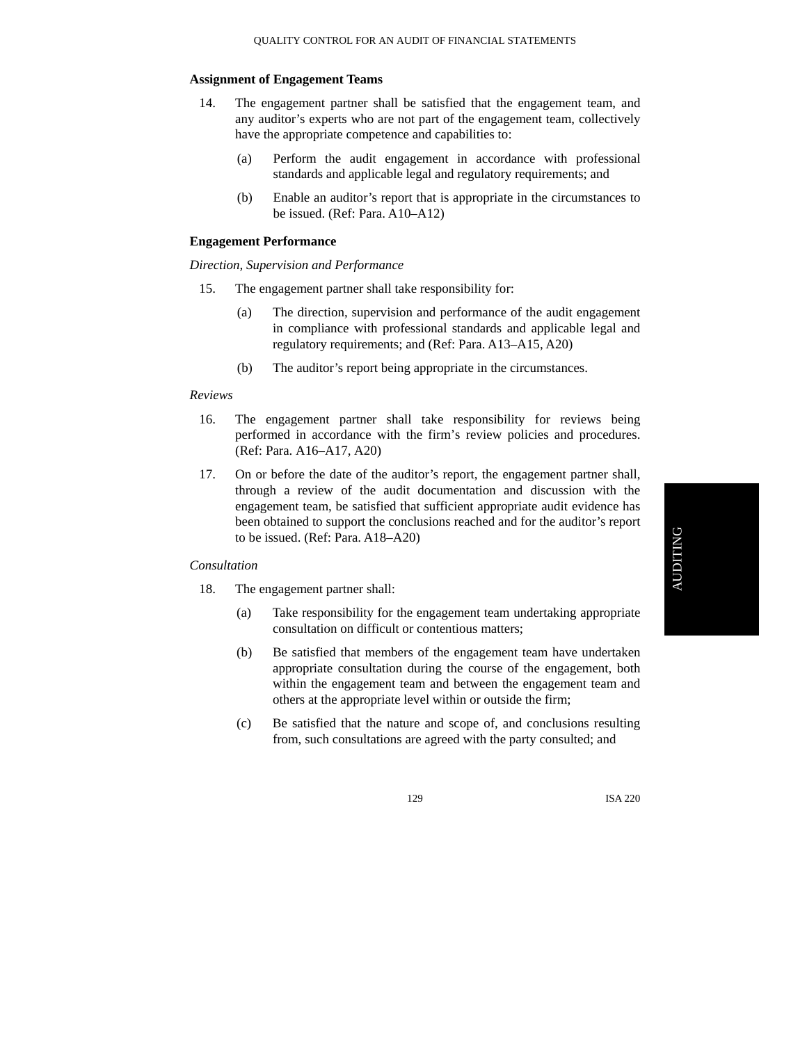### Assignment of Engagement Teams

14. The engagement partner shall be satisfied that the engagement team, and any auditor's experts who are not part of the engagement team, collectively have the appropriate competence and capabilities to:

    (a) Perform the audit engagement in accordance with professional standards and applicable legal and regulatory requirements; and

    (b) Enable an auditor's report that is appropriate in the circumstances to be issued. (Ref: Para. A10–A12)

### Engagement Performance

*Direction, Supervision and Performance*

15. The engagement partner shall take responsibility for:

    (a) The direction, supervision and performance of the audit engagement in compliance with professional standards and applicable legal and regulatory requirements; and (Ref: Para. A13–A15, A20)

    (b) The auditor's report being appropriate in the circumstances.

*Reviews*

16. The engagement partner shall take responsibility for reviews being performed in accordance with the firm's review policies and procedures. (Ref: Para. A16–A17, A20)

17. On or before the date of the auditor's report, the engagement partner shall, through a review of the audit documentation and discussion with the engagement team, be satisfied that sufficient appropriate audit evidence has been obtained to support the conclusions reached and for the auditor's report to be issued. (Ref: Para. A18–A20)

*Consultation*

18. The engagement partner shall:

    (a) Take responsibility for the engagement team undertaking appropriate consultation on difficult or contentious matters;

    (b) Be satisfied that members of the engagement team have undertaken appropriate consultation during the course of the engagement, both within the engagement team and between the engagement team and others at the appropriate level within or outside the firm;

    (c) Be satisfied that the nature and scope of, and conclusions resulting from, such consultations are agreed with the party consulted; and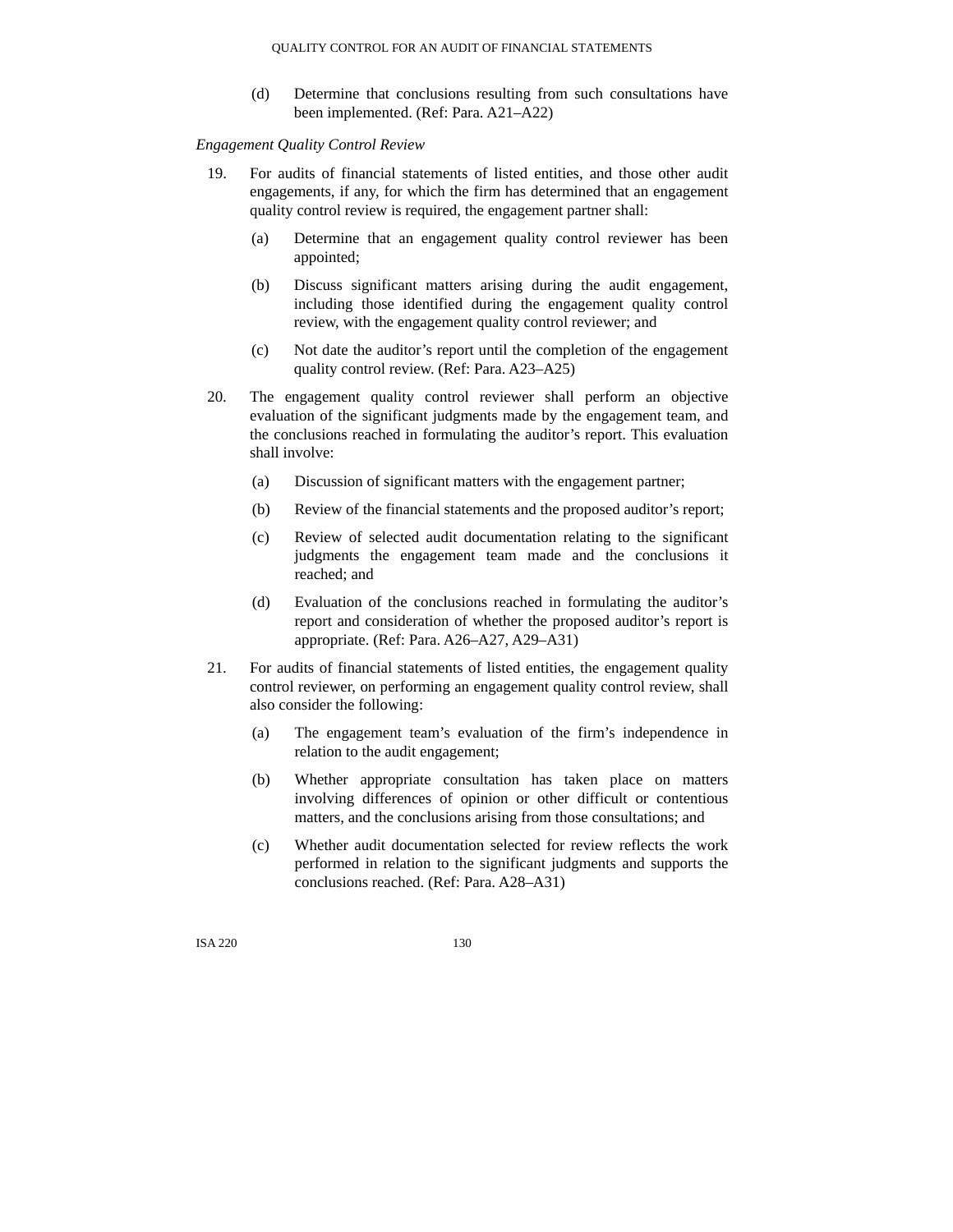(d) Determine that conclusions resulting from such consultations have been implemented. (Ref: Para. A21–A22)

*Engagement Quality Control Review*

19. For audits of financial statements of listed entities, and those other audit engagements, if any, for which the firm has determined that an engagement quality control review is required, the engagement partner shall:

    (a) Determine that an engagement quality control reviewer has been appointed;

    (b) Discuss significant matters arising during the audit engagement, including those identified during the engagement quality control review, with the engagement quality control reviewer; and

    (c) Not date the auditor's report until the completion of the engagement quality control review. (Ref: Para. A23–A25)

20. The engagement quality control reviewer shall perform an objective evaluation of the significant judgments made by the engagement team, and the conclusions reached in formulating the auditor's report. This evaluation shall involve:

    (a) Discussion of significant matters with the engagement partner;

    (b) Review of the financial statements and the proposed auditor's report;

    (c) Review of selected audit documentation relating to the significant judgments the engagement team made and the conclusions it reached; and

    (d) Evaluation of the conclusions reached in formulating the auditor's report and consideration of whether the proposed auditor's report is appropriate. (Ref: Para. A26–A27, A29–A31)

21. For audits of financial statements of listed entities, the engagement quality control reviewer, on performing an engagement quality control review, shall also consider the following:

    (a) The engagement team's evaluation of the firm's independence in relation to the audit engagement;

    (b) Whether appropriate consultation has taken place on matters involving differences of opinion or other difficult or contentious matters, and the conclusions arising from those consultations; and

    (c) Whether audit documentation selected for review reflects the work performed in relation to the significant judgments and supports the conclusions reached. (Ref: Para. A28–A31)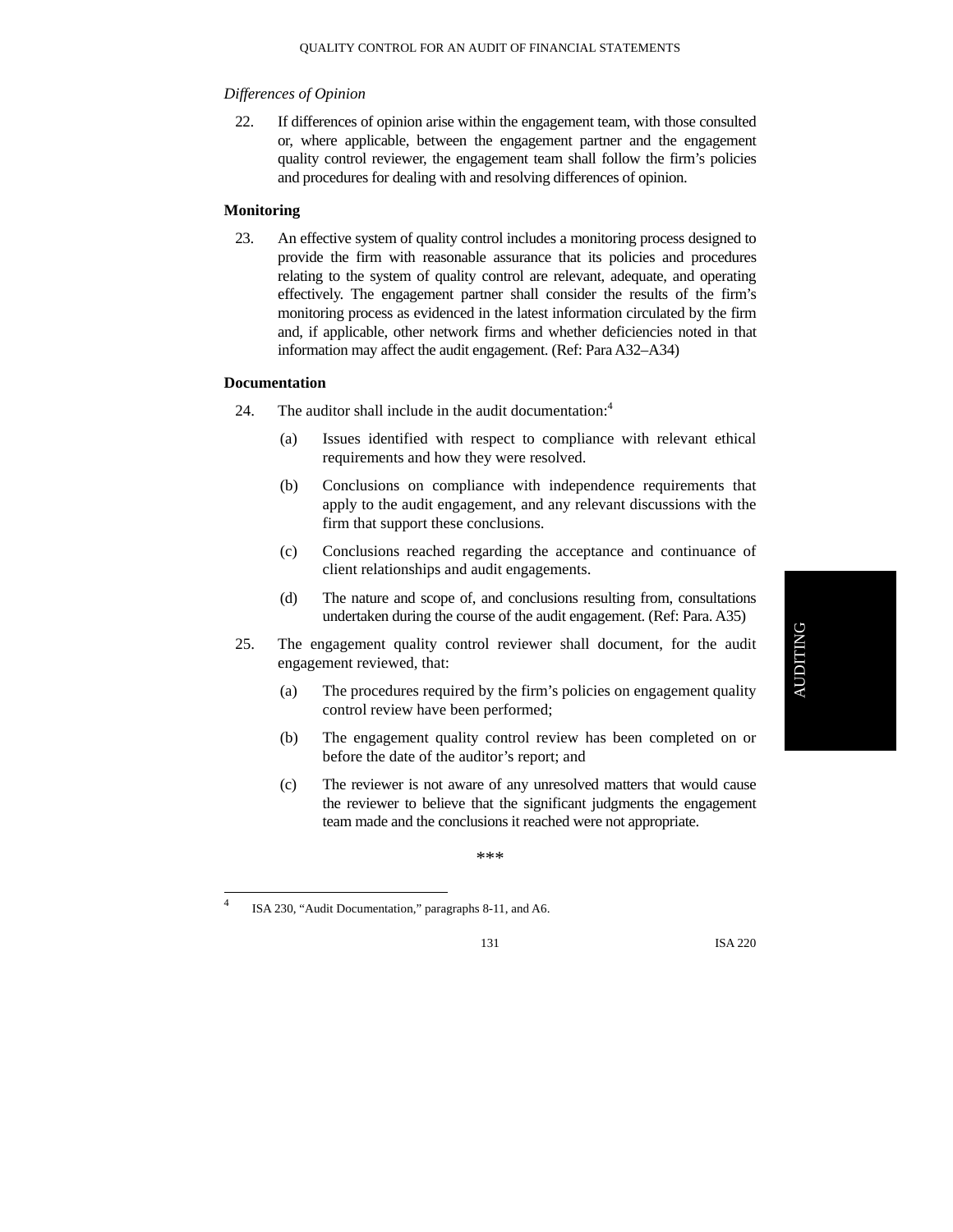*Differences of Opinion*

22. If differences of opinion arise within the engagement team, with those consulted or, where applicable, between the engagement partner and the engagement quality control reviewer, the engagement team shall follow the firm's policies and procedures for dealing with and resolving differences of opinion.

**Monitoring**

23. An effective system of quality control includes a monitoring process designed to provide the firm with reasonable assurance that its policies and procedures relating to the system of quality control are relevant, adequate, and operating effectively. The engagement partner shall consider the results of the firm's monitoring process as evidenced in the latest information circulated by the firm and, if applicable, other network firms and whether deficiencies noted in that information may affect the audit engagement. (Ref: Para A32–A34)

**Documentation**

24. The auditor shall include in the audit documentation:[4]

    (a) Issues identified with respect to compliance with relevant ethical requirements and how they were resolved.

    (b) Conclusions on compliance with independence requirements that apply to the audit engagement, and any relevant discussions with the firm that support these conclusions.

    (c) Conclusions reached regarding the acceptance and continuance of client relationships and audit engagements.

    (d) The nature and scope of, and conclusions resulting from, consultations undertaken during the course of the audit engagement. (Ref: Para. A35)

25. The engagement quality control reviewer shall document, for the audit engagement reviewed, that:

    (a) The procedures required by the firm's policies on engagement quality control review have been performed;

    (b) The engagement quality control review has been completed on or before the date of the auditor's report; and

    (c) The reviewer is not aware of any unresolved matters that would cause the reviewer to believe that the significant judgments the engagement team made and the conclusions it reached were not appropriate.

\*\*\*

---

[4] ISA 230, "Audit Documentation," paragraphs 8-11, and A6.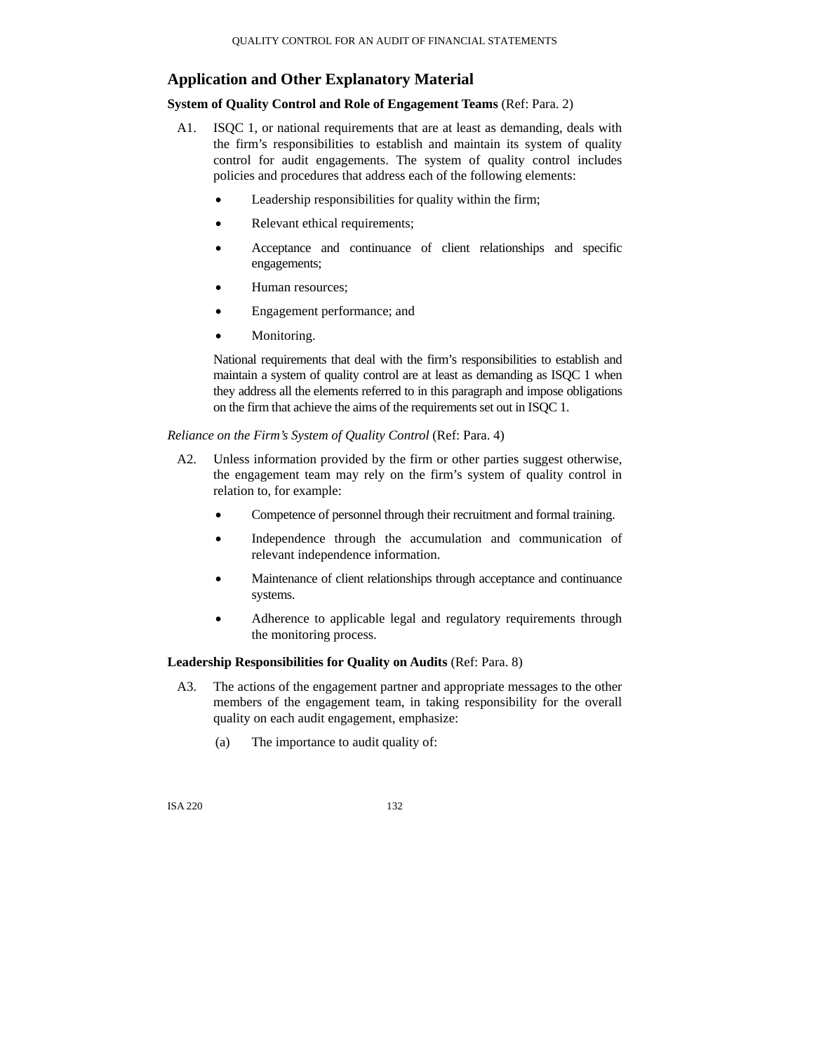## Application and Other Explanatory Material

**System of Quality Control and Role of Engagement Teams** (Ref: Para. 2)

A1. ISQC 1, or national requirements that are at least as demanding, deals with the firm's responsibilities to establish and maintain its system of quality control for audit engagements. The system of quality control includes policies and procedures that address each of the following elements:

- Leadership responsibilities for quality within the firm;
- Relevant ethical requirements;
- Acceptance and continuance of client relationships and specific engagements;
- Human resources;
- Engagement performance; and
- Monitoring.

National requirements that deal with the firm's responsibilities to establish and maintain a system of quality control are at least as demanding as ISQC 1 when they address all the elements referred to in this paragraph and impose obligations on the firm that achieve the aims of the requirements set out in ISQC 1.

*Reliance on the Firm's System of Quality Control* (Ref: Para. 4)

A2. Unless information provided by the firm or other parties suggest otherwise, the engagement team may rely on the firm's system of quality control in relation to, for example:

- Competence of personnel through their recruitment and formal training.
- Independence through the accumulation and communication of relevant independence information.
- Maintenance of client relationships through acceptance and continuance systems.
- Adherence to applicable legal and regulatory requirements through the monitoring process.

**Leadership Responsibilities for Quality on Audits** (Ref: Para. 8)

A3. The actions of the engagement partner and appropriate messages to the other members of the engagement team, in taking responsibility for the overall quality on each audit engagement, emphasize:

(a) The importance to audit quality of: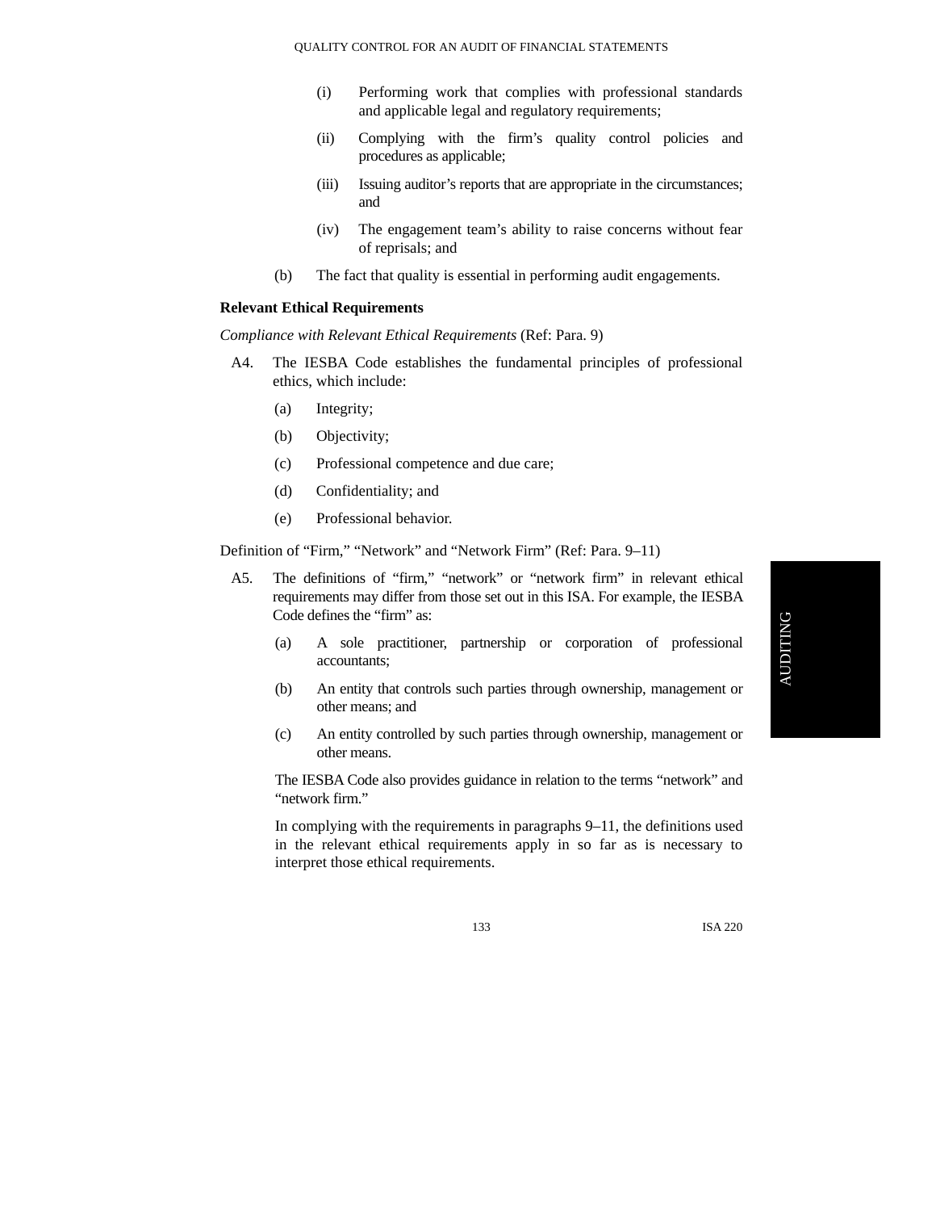(i) Performing work that complies with professional standards and applicable legal and regulatory requirements;

(ii) Complying with the firm's quality control policies and procedures as applicable;

(iii) Issuing auditor's reports that are appropriate in the circumstances; and

(iv) The engagement team's ability to raise concerns without fear of reprisals; and

(b) The fact that quality is essential in performing audit engagements.

**Relevant Ethical Requirements**

*Compliance with Relevant Ethical Requirements* (Ref: Para. 9)

A4. The IESBA Code establishes the fundamental principles of professional ethics, which include:

(a) Integrity;

(b) Objectivity;

(c) Professional competence and due care;

(d) Confidentiality; and

(e) Professional behavior.

Definition of "Firm," "Network" and "Network Firm" (Ref: Para. 9–11)

A5. The definitions of "firm," "network" or "network firm" in relevant ethical requirements may differ from those set out in this ISA. For example, the IESBA Code defines the "firm" as:

(a) A sole practitioner, partnership or corporation of professional accountants;

(b) An entity that controls such parties through ownership, management or other means; and

(c) An entity controlled by such parties through ownership, management or other means.

The IESBA Code also provides guidance in relation to the terms "network" and "network firm."

In complying with the requirements in paragraphs 9–11, the definitions used in the relevant ethical requirements apply in so far as is necessary to interpret those ethical requirements.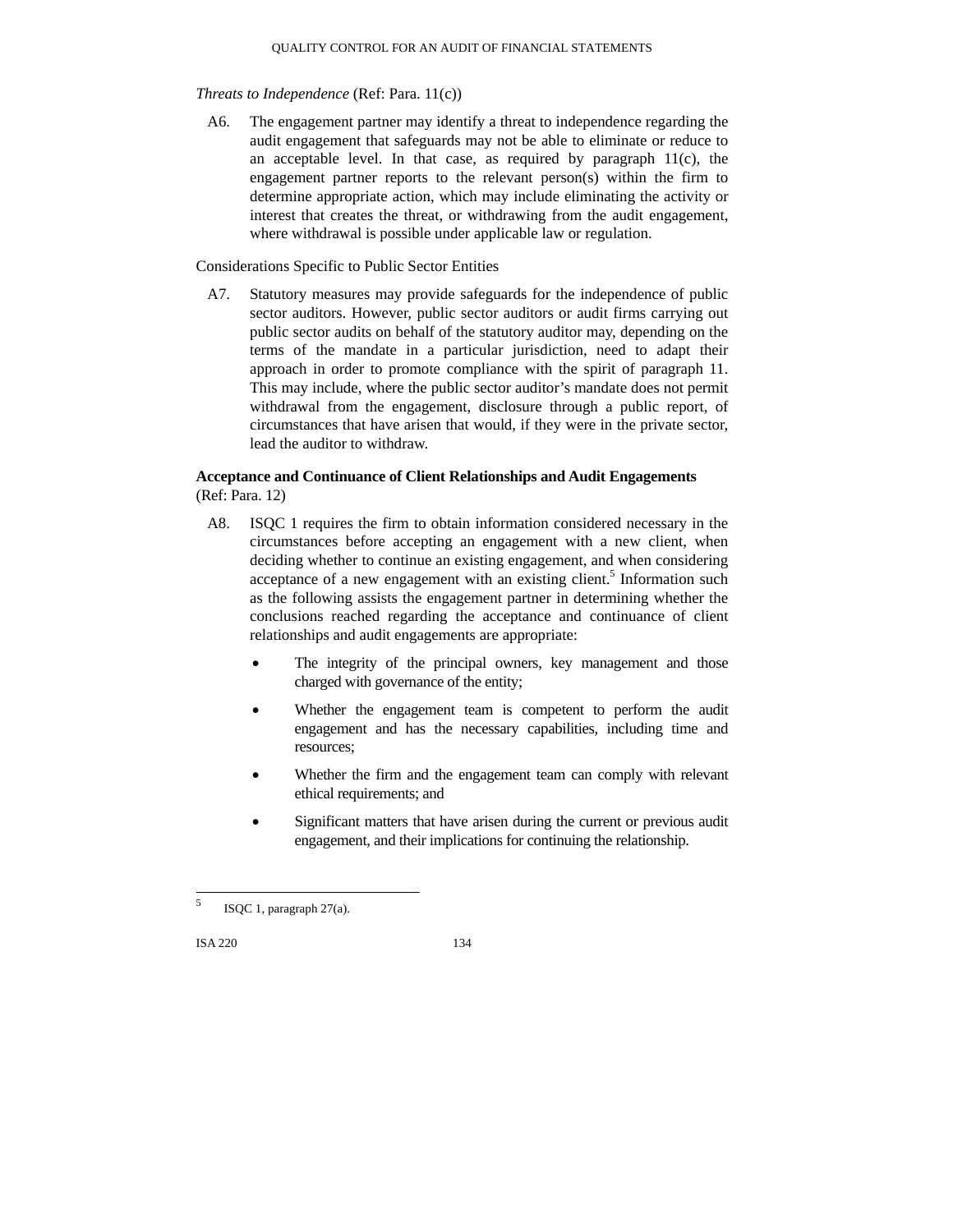*Threats to Independence* (Ref: Para. 11(c))

A6. The engagement partner may identify a threat to independence regarding the audit engagement that safeguards may not be able to eliminate or reduce to an acceptable level. In that case, as required by paragraph 11(c), the engagement partner reports to the relevant person(s) within the firm to determine appropriate action, which may include eliminating the activity or interest that creates the threat, or withdrawing from the audit engagement, where withdrawal is possible under applicable law or regulation.

Considerations Specific to Public Sector Entities

A7. Statutory measures may provide safeguards for the independence of public sector auditors. However, public sector auditors or audit firms carrying out public sector audits on behalf of the statutory auditor may, depending on the terms of the mandate in a particular jurisdiction, need to adapt their approach in order to promote compliance with the spirit of paragraph 11. This may include, where the public sector auditor's mandate does not permit withdrawal from the engagement, disclosure through a public report, of circumstances that have arisen that would, if they were in the private sector, lead the auditor to withdraw.

**Acceptance and Continuance of Client Relationships and Audit Engagements** (Ref: Para. 12)

A8. ISQC 1 requires the firm to obtain information considered necessary in the circumstances before accepting an engagement with a new client, when deciding whether to continue an existing engagement, and when considering acceptance of a new engagement with an existing client.[5] Information such as the following assists the engagement partner in determining whether the conclusions reached regarding the acceptance and continuance of client relationships and audit engagements are appropriate:

- The integrity of the principal owners, key management and those charged with governance of the entity;
- Whether the engagement team is competent to perform the audit engagement and has the necessary capabilities, including time and resources;
- Whether the firm and the engagement team can comply with relevant ethical requirements; and
- Significant matters that have arisen during the current or previous audit engagement, and their implications for continuing the relationship.

[5] ISQC 1, paragraph 27(a).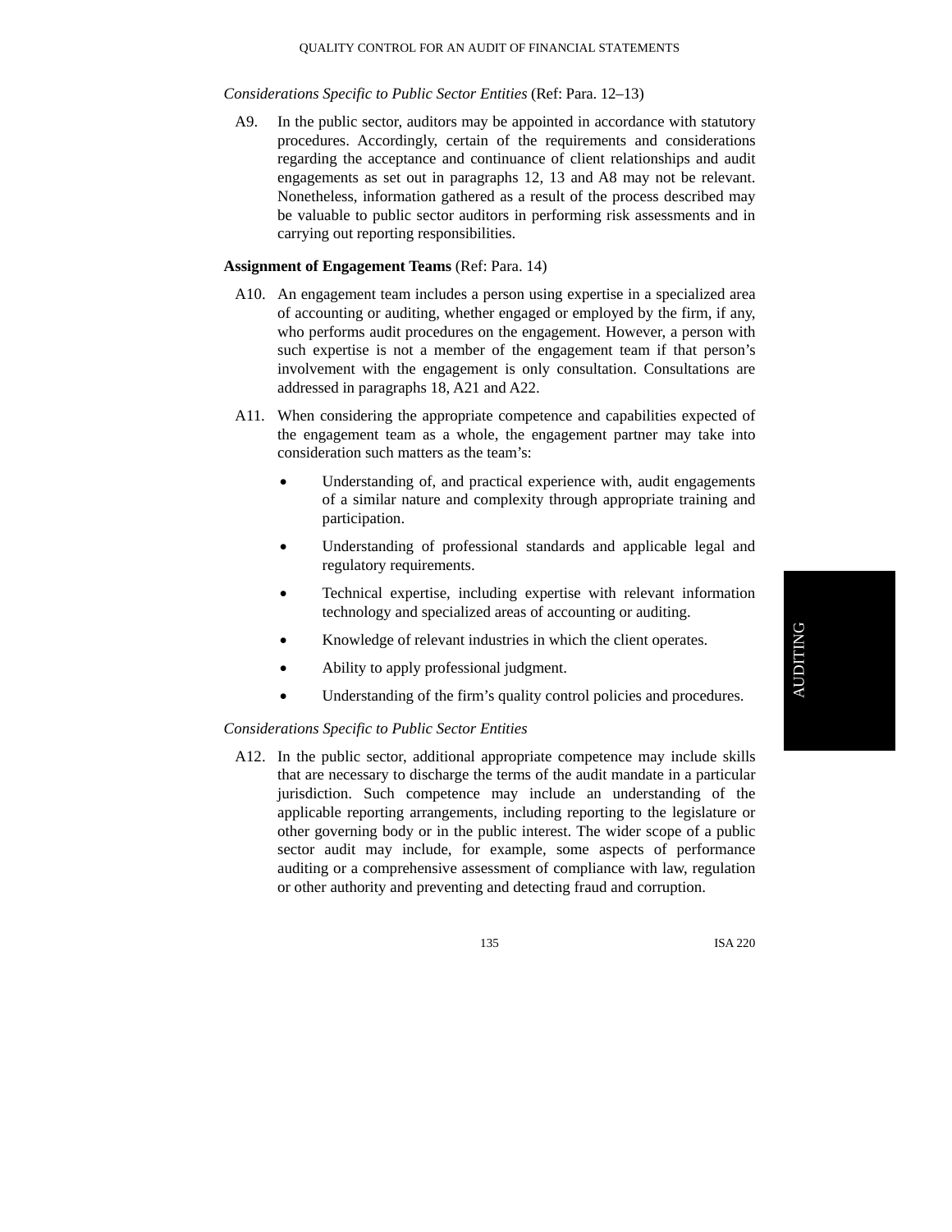*Considerations Specific to Public Sector Entities* (Ref: Para. 12–13)

A9. In the public sector, auditors may be appointed in accordance with statutory procedures. Accordingly, certain of the requirements and considerations regarding the acceptance and continuance of client relationships and audit engagements as set out in paragraphs 12, 13 and A8 may not be relevant. Nonetheless, information gathered as a result of the process described may be valuable to public sector auditors in performing risk assessments and in carrying out reporting responsibilities.

**Assignment of Engagement Teams** (Ref: Para. 14)

A10. An engagement team includes a person using expertise in a specialized area of accounting or auditing, whether engaged or employed by the firm, if any, who performs audit procedures on the engagement. However, a person with such expertise is not a member of the engagement team if that person's involvement with the engagement is only consultation. Consultations are addressed in paragraphs 18, A21 and A22.

A11. When considering the appropriate competence and capabilities expected of the engagement team as a whole, the engagement partner may take into consideration such matters as the team's:

- Understanding of, and practical experience with, audit engagements of a similar nature and complexity through appropriate training and participation.
- Understanding of professional standards and applicable legal and regulatory requirements.
- Technical expertise, including expertise with relevant information technology and specialized areas of accounting or auditing.
- Knowledge of relevant industries in which the client operates.
- Ability to apply professional judgment.
- Understanding of the firm's quality control policies and procedures.

*Considerations Specific to Public Sector Entities*

A12. In the public sector, additional appropriate competence may include skills that are necessary to discharge the terms of the audit mandate in a particular jurisdiction. Such competence may include an understanding of the applicable reporting arrangements, including reporting to the legislature or other governing body or in the public interest. The wider scope of a public sector audit may include, for example, some aspects of performance auditing or a comprehensive assessment of compliance with law, regulation or other authority and preventing and detecting fraud and corruption.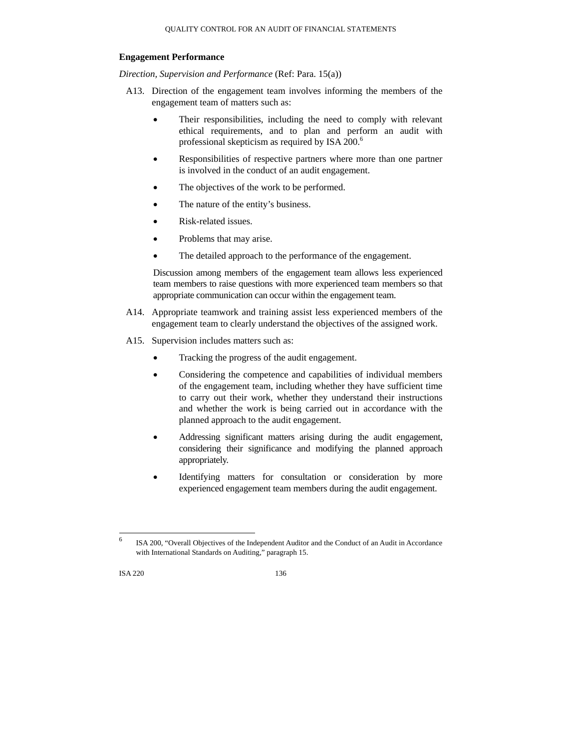## Engagement Performance

*Direction, Supervision and Performance* (Ref: Para. 15(a))

A13. Direction of the engagement team involves informing the members of the engagement team of matters such as:

- Their responsibilities, including the need to comply with relevant ethical requirements, and to plan and perform an audit with professional skepticism as required by ISA 200.[6]
- Responsibilities of respective partners where more than one partner is involved in the conduct of an audit engagement.
- The objectives of the work to be performed.
- The nature of the entity's business.
- Risk-related issues.
- Problems that may arise.
- The detailed approach to the performance of the engagement.

Discussion among members of the engagement team allows less experienced team members to raise questions with more experienced team members so that appropriate communication can occur within the engagement team.

A14. Appropriate teamwork and training assist less experienced members of the engagement team to clearly understand the objectives of the assigned work.

A15. Supervision includes matters such as:

- Tracking the progress of the audit engagement.
- Considering the competence and capabilities of individual members of the engagement team, including whether they have sufficient time to carry out their work, whether they understand their instructions and whether the work is being carried out in accordance with the planned approach to the audit engagement.
- Addressing significant matters arising during the audit engagement, considering their significance and modifying the planned approach appropriately.
- Identifying matters for consultation or consideration by more experienced engagement team members during the audit engagement.

---

[6] ISA 200, "Overall Objectives of the Independent Auditor and the Conduct of an Audit in Accordance with International Standards on Auditing," paragraph 15.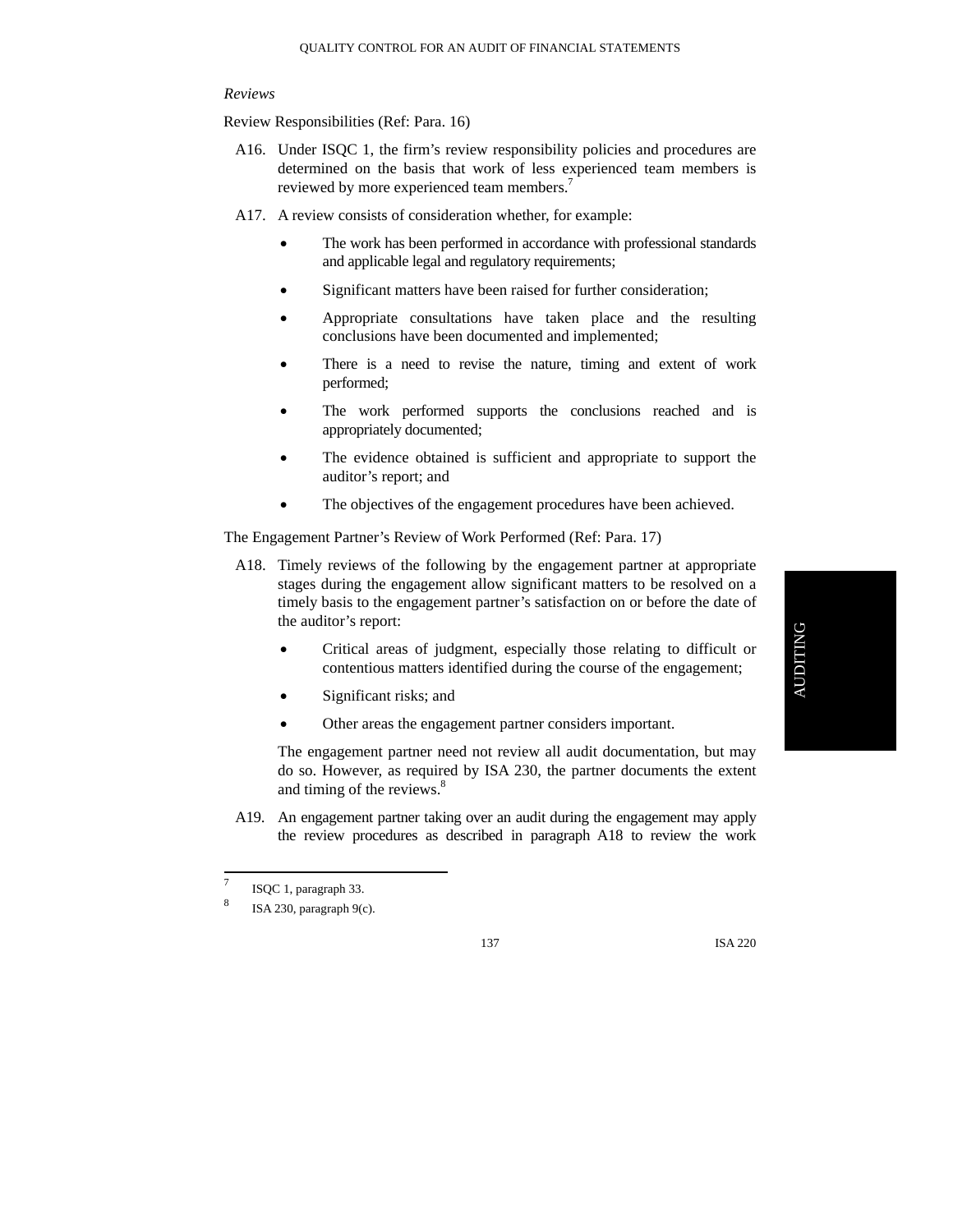*Reviews*

Review Responsibilities (Ref: Para. 16)

A16. Under ISQC 1, the firm's review responsibility policies and procedures are determined on the basis that work of less experienced team members is reviewed by more experienced team members.[7]

A17. A review consists of consideration whether, for example:

- The work has been performed in accordance with professional standards and applicable legal and regulatory requirements;
- Significant matters have been raised for further consideration;
- Appropriate consultations have taken place and the resulting conclusions have been documented and implemented;
- There is a need to revise the nature, timing and extent of work performed;
- The work performed supports the conclusions reached and is appropriately documented;
- The evidence obtained is sufficient and appropriate to support the auditor's report; and
- The objectives of the engagement procedures have been achieved.

The Engagement Partner's Review of Work Performed (Ref: Para. 17)

A18. Timely reviews of the following by the engagement partner at appropriate stages during the engagement allow significant matters to be resolved on a timely basis to the engagement partner's satisfaction on or before the date of the auditor's report:

- Critical areas of judgment, especially those relating to difficult or contentious matters identified during the course of the engagement;
- Significant risks; and
- Other areas the engagement partner considers important.

The engagement partner need not review all audit documentation, but may do so. However, as required by ISA 230, the partner documents the extent and timing of the reviews.[8]

A19. An engagement partner taking over an audit during the engagement may apply the review procedures as described in paragraph A18 to review the work

---

[7] ISQC 1, paragraph 33.

[8] ISA 230, paragraph 9(c).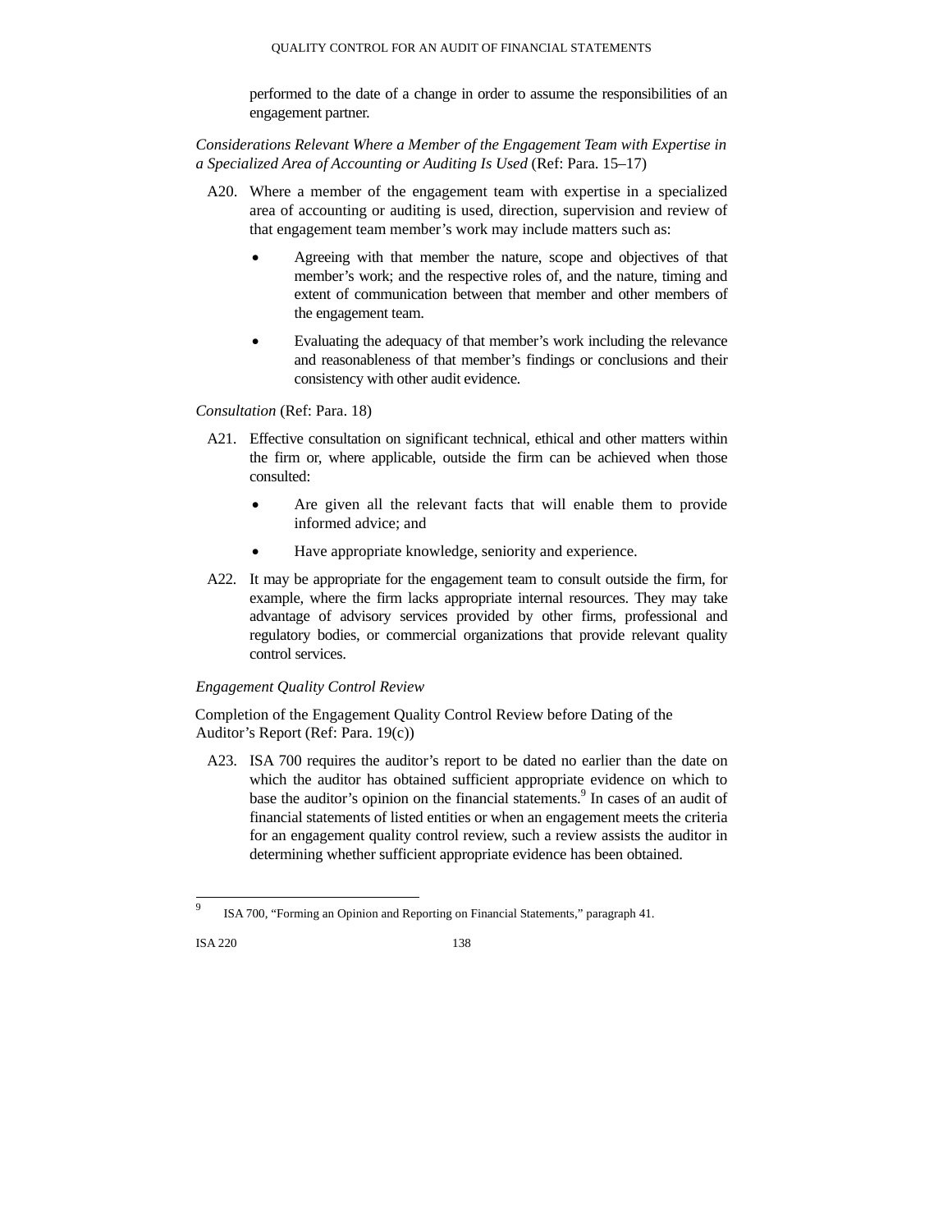performed to the date of a change in order to assume the responsibilities of an engagement partner.

*Considerations Relevant Where a Member of the Engagement Team with Expertise in a Specialized Area of Accounting or Auditing Is Used* (Ref: Para. 15–17)

A20. Where a member of the engagement team with expertise in a specialized area of accounting or auditing is used, direction, supervision and review of that engagement team member's work may include matters such as:

- Agreeing with that member the nature, scope and objectives of that member's work; and the respective roles of, and the nature, timing and extent of communication between that member and other members of the engagement team.
- Evaluating the adequacy of that member's work including the relevance and reasonableness of that member's findings or conclusions and their consistency with other audit evidence.

*Consultation* (Ref: Para. 18)

A21. Effective consultation on significant technical, ethical and other matters within the firm or, where applicable, outside the firm can be achieved when those consulted:

- Are given all the relevant facts that will enable them to provide informed advice; and
- Have appropriate knowledge, seniority and experience.

A22. It may be appropriate for the engagement team to consult outside the firm, for example, where the firm lacks appropriate internal resources. They may take advantage of advisory services provided by other firms, professional and regulatory bodies, or commercial organizations that provide relevant quality control services.

*Engagement Quality Control Review*

Completion of the Engagement Quality Control Review before Dating of the Auditor's Report (Ref: Para. 19(c))

A23. ISA 700 requires the auditor's report to be dated no earlier than the date on which the auditor has obtained sufficient appropriate evidence on which to base the auditor's opinion on the financial statements.[9] In cases of an audit of financial statements of listed entities or when an engagement meets the criteria for an engagement quality control review, such a review assists the auditor in determining whether sufficient appropriate evidence has been obtained.

[9] ISA 700, "Forming an Opinion and Reporting on Financial Statements," paragraph 41.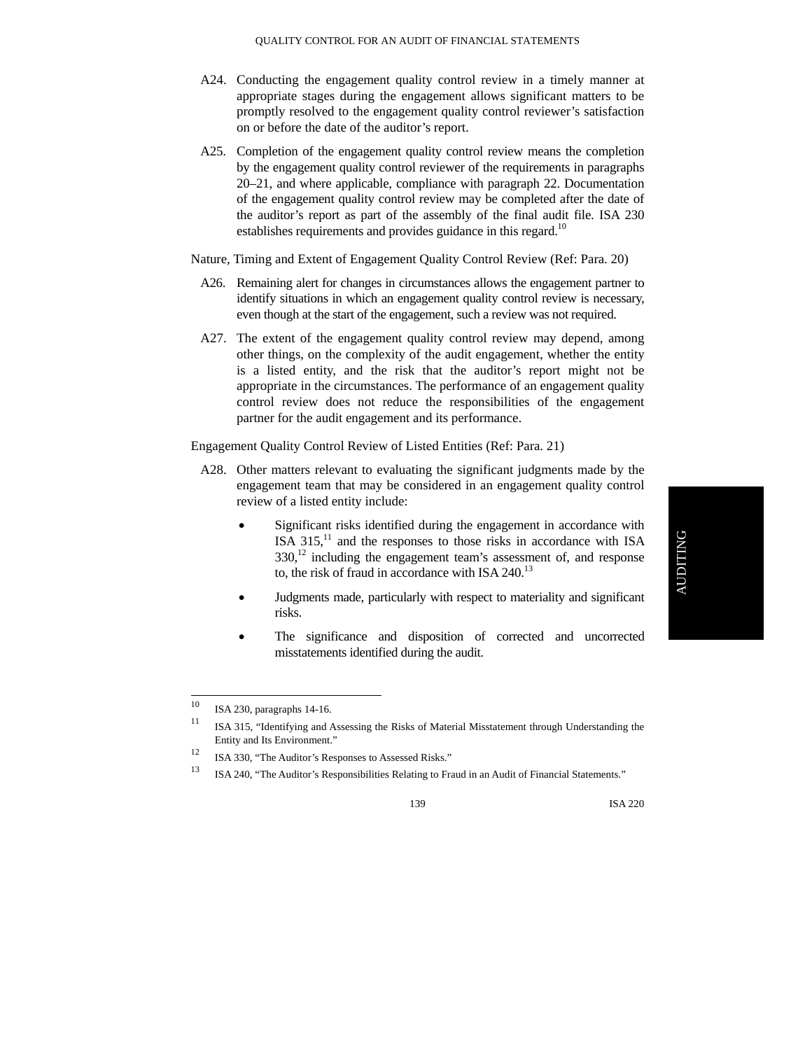A24. Conducting the engagement quality control review in a timely manner at appropriate stages during the engagement allows significant matters to be promptly resolved to the engagement quality control reviewer's satisfaction on or before the date of the auditor's report.

A25. Completion of the engagement quality control review means the completion by the engagement quality control reviewer of the requirements in paragraphs 20–21, and where applicable, compliance with paragraph 22. Documentation of the engagement quality control review may be completed after the date of the auditor's report as part of the assembly of the final audit file. ISA 230 establishes requirements and provides guidance in this regard.[10]

Nature, Timing and Extent of Engagement Quality Control Review (Ref: Para. 20)

A26. Remaining alert for changes in circumstances allows the engagement partner to identify situations in which an engagement quality control review is necessary, even though at the start of the engagement, such a review was not required.

A27. The extent of the engagement quality control review may depend, among other things, on the complexity of the audit engagement, whether the entity is a listed entity, and the risk that the auditor's report might not be appropriate in the circumstances. The performance of an engagement quality control review does not reduce the responsibilities of the engagement partner for the audit engagement and its performance.

Engagement Quality Control Review of Listed Entities (Ref: Para. 21)

A28. Other matters relevant to evaluating the significant judgments made by the engagement team that may be considered in an engagement quality control review of a listed entity include:

- Significant risks identified during the engagement in accordance with ISA 315,[11] and the responses to those risks in accordance with ISA 330,[12] including the engagement team's assessment of, and response to, the risk of fraud in accordance with ISA 240.[13]
- Judgments made, particularly with respect to materiality and significant risks.
- The significance and disposition of corrected and uncorrected misstatements identified during the audit.

---

[10] ISA 230, paragraphs 14-16.

[11] ISA 315, "Identifying and Assessing the Risks of Material Misstatement through Understanding the Entity and Its Environment."

[12] ISA 330, "The Auditor's Responses to Assessed Risks."

[13] ISA 240, "The Auditor's Responsibilities Relating to Fraud in an Audit of Financial Statements."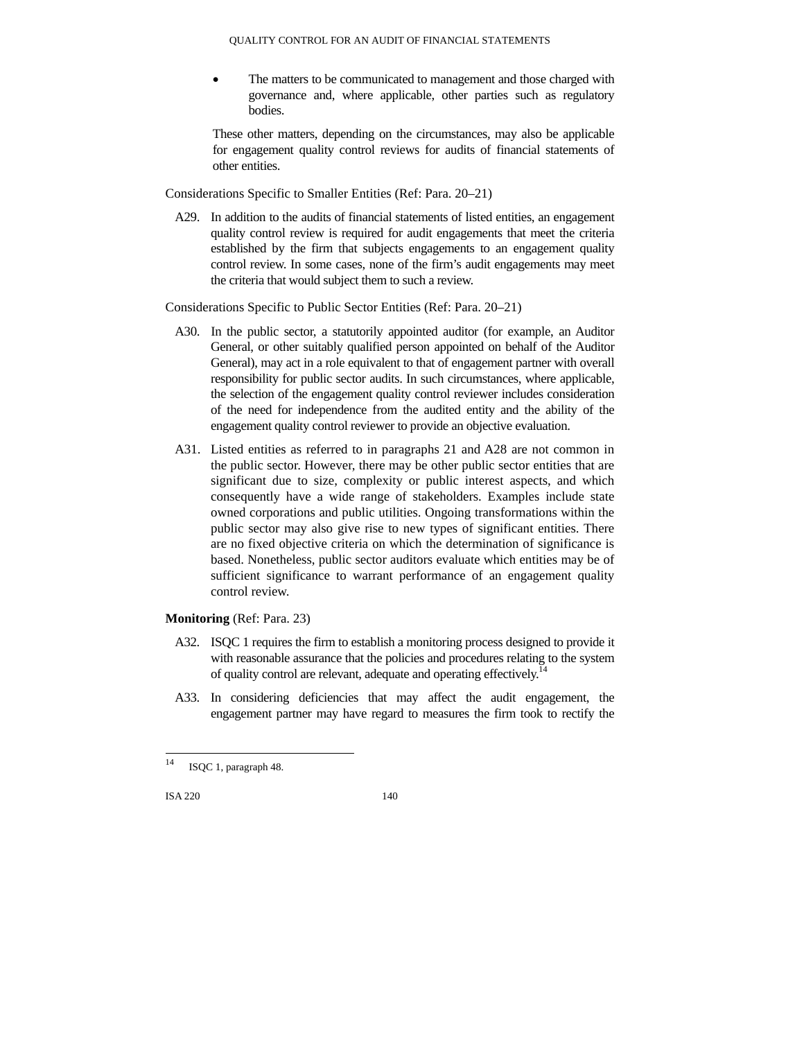- The matters to be communicated to management and those charged with governance and, where applicable, other parties such as regulatory bodies.

These other matters, depending on the circumstances, may also be applicable for engagement quality control reviews for audits of financial statements of other entities.

Considerations Specific to Smaller Entities (Ref: Para. 20–21)

A29. In addition to the audits of financial statements of listed entities, an engagement quality control review is required for audit engagements that meet the criteria established by the firm that subjects engagements to an engagement quality control review. In some cases, none of the firm's audit engagements may meet the criteria that would subject them to such a review.

Considerations Specific to Public Sector Entities (Ref: Para. 20–21)

A30. In the public sector, a statutorily appointed auditor (for example, an Auditor General, or other suitably qualified person appointed on behalf of the Auditor General), may act in a role equivalent to that of engagement partner with overall responsibility for public sector audits. In such circumstances, where applicable, the selection of the engagement quality control reviewer includes consideration of the need for independence from the audited entity and the ability of the engagement quality control reviewer to provide an objective evaluation.

A31. Listed entities as referred to in paragraphs 21 and A28 are not common in the public sector. However, there may be other public sector entities that are significant due to size, complexity or public interest aspects, and which consequently have a wide range of stakeholders. Examples include state owned corporations and public utilities. Ongoing transformations within the public sector may also give rise to new types of significant entities. There are no fixed objective criteria on which the determination of significance is based. Nonetheless, public sector auditors evaluate which entities may be of sufficient significance to warrant performance of an engagement quality control review.

**Monitoring** (Ref: Para. 23)

A32. ISQC 1 requires the firm to establish a monitoring process designed to provide it with reasonable assurance that the policies and procedures relating to the system of quality control are relevant, adequate and operating effectively.[14]

A33. In considering deficiencies that may affect the audit engagement, the engagement partner may have regard to measures the firm took to rectify the

---

[14] ISQC 1, paragraph 48.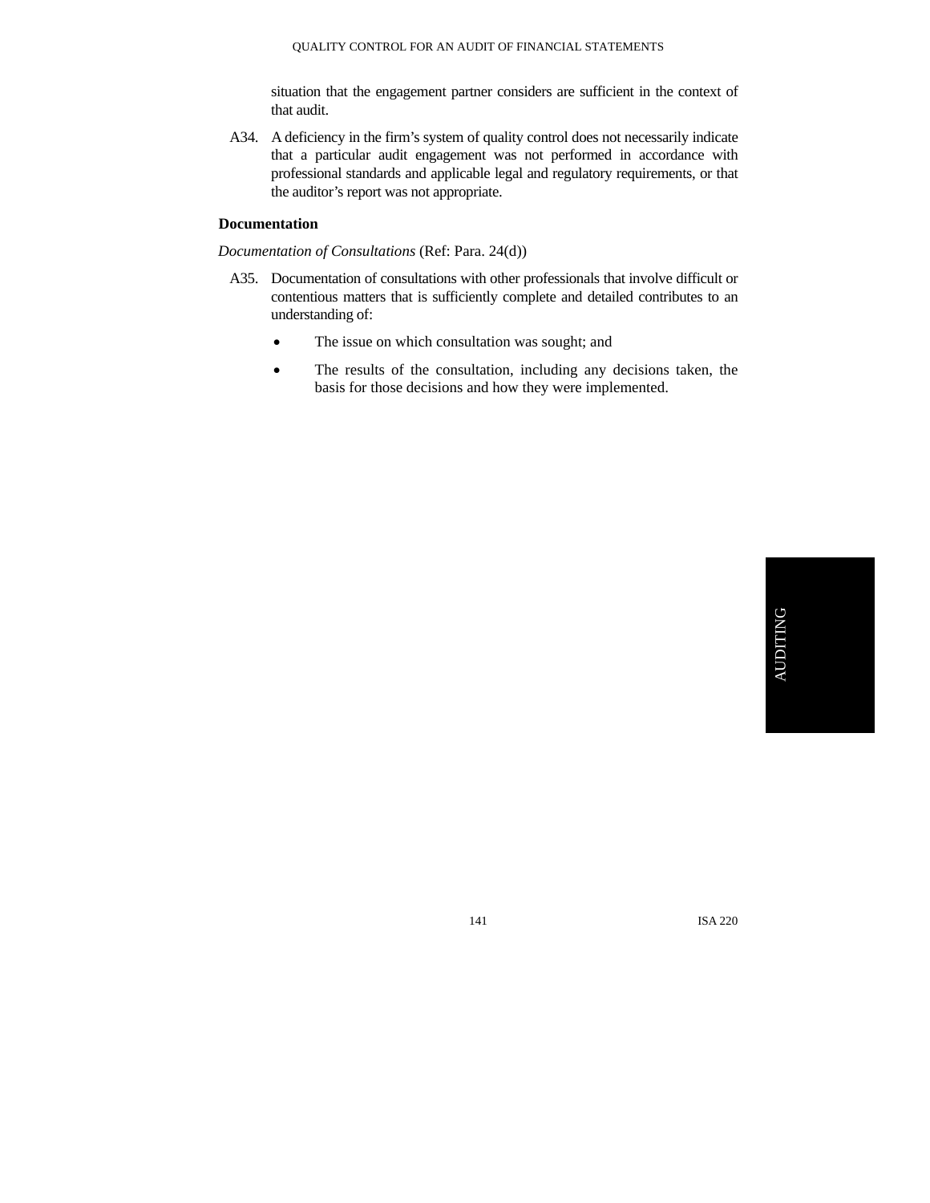situation that the engagement partner considers are sufficient in the context of that audit.

A34. A deficiency in the firm's system of quality control does not necessarily indicate that a particular audit engagement was not performed in accordance with professional standards and applicable legal and regulatory requirements, or that the auditor's report was not appropriate.

### Documentation

*Documentation of Consultations* (Ref: Para. 24(d))

A35. Documentation of consultations with other professionals that involve difficult or contentious matters that is sufficiently complete and detailed contributes to an understanding of:

- The issue on which consultation was sought; and
- The results of the consultation, including any decisions taken, the basis for those decisions and how they were implemented.